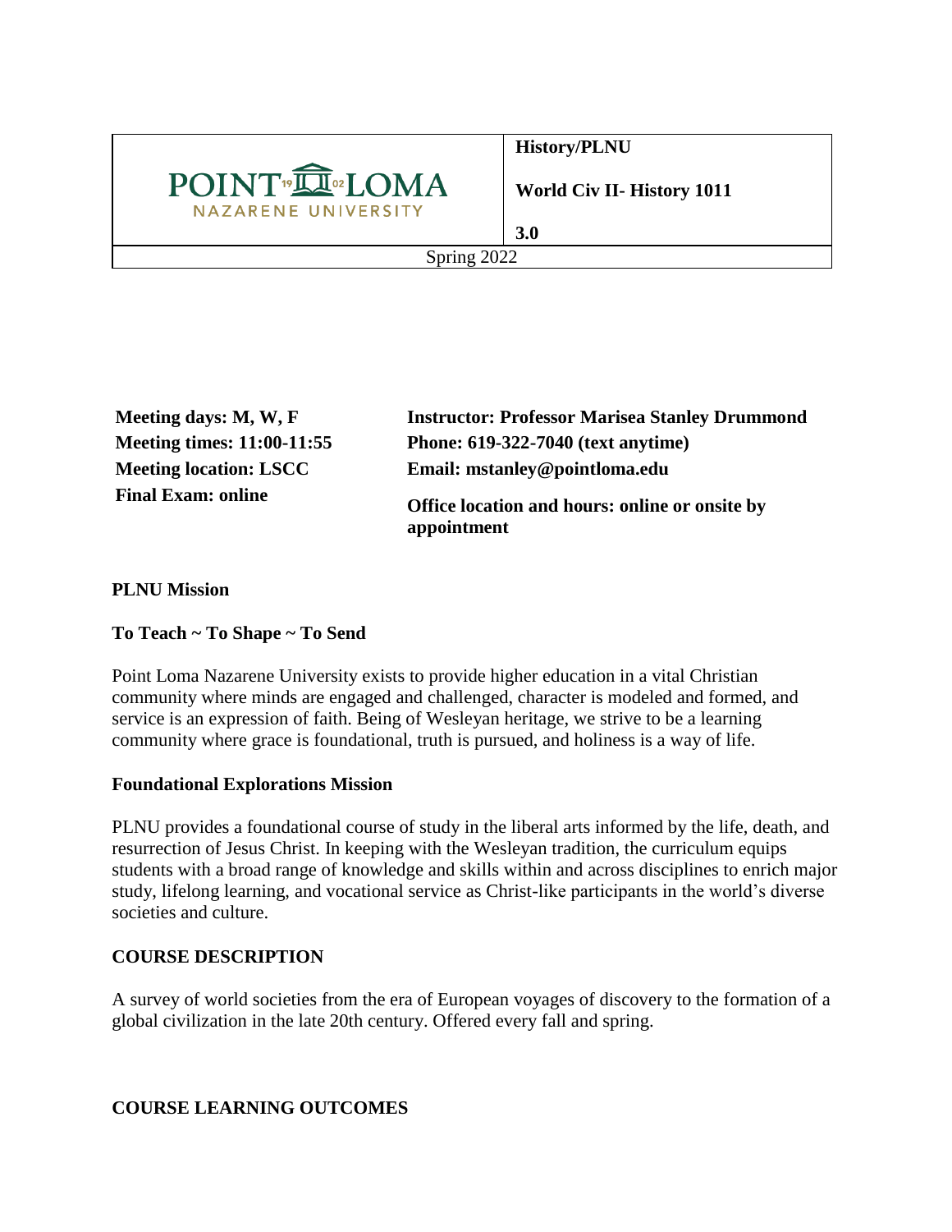| POINT LOMA NAZARENE UNIVERSITY | **History/PLNU**<br><br>**World Civ II- History 1011**<br><br>**3.0** |
|---|---|
| Spring 2022 | |

**Meeting days: M, W, F**
**Meeting times: 11:00-11:55**
**Meeting location: LSCC**
**Final Exam: online**

**Instructor: Professor Marisea Stanley Drummond**
**Phone: 619-322-7040 (text anytime)**
**Email: mstanley@pointloma.edu**

**Office location and hours: online or onsite by appointment**

## PLNU Mission

**To Teach ~ To Shape ~ To Send**

Point Loma Nazarene University exists to provide higher education in a vital Christian community where minds are engaged and challenged, character is modeled and formed, and service is an expression of faith. Being of Wesleyan heritage, we strive to be a learning community where grace is foundational, truth is pursued, and holiness is a way of life.

## Foundational Explorations Mission

PLNU provides a foundational course of study in the liberal arts informed by the life, death, and resurrection of Jesus Christ. In keeping with the Wesleyan tradition, the curriculum equips students with a broad range of knowledge and skills within and across disciplines to enrich major study, lifelong learning, and vocational service as Christ-like participants in the world's diverse societies and culture.

## COURSE DESCRIPTION

A survey of world societies from the era of European voyages of discovery to the formation of a global civilization in the late 20th century. Offered every fall and spring.

## COURSE LEARNING OUTCOMES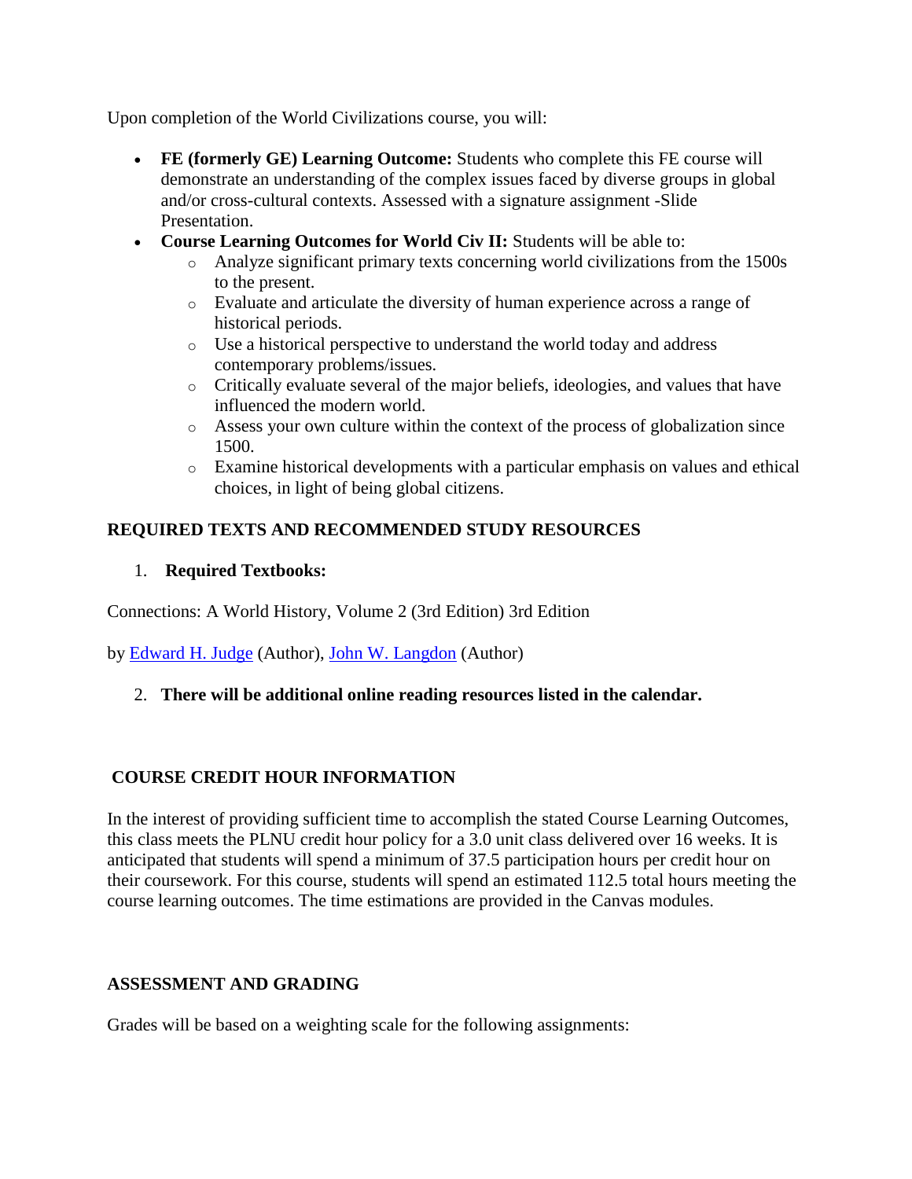Upon completion of the World Civilizations course, you will:

- **FE (formerly GE) Learning Outcome:** Students who complete this FE course will demonstrate an understanding of the complex issues faced by diverse groups in global and/or cross-cultural contexts. Assessed with a signature assignment -Slide Presentation.
- **Course Learning Outcomes for World Civ II:** Students will be able to:
  - Analyze significant primary texts concerning world civilizations from the 1500s to the present.
  - Evaluate and articulate the diversity of human experience across a range of historical periods.
  - Use a historical perspective to understand the world today and address contemporary problems/issues.
  - Critically evaluate several of the major beliefs, ideologies, and values that have influenced the modern world.
  - Assess your own culture within the context of the process of globalization since 1500.
  - Examine historical developments with a particular emphasis on values and ethical choices, in light of being global citizens.

## REQUIRED TEXTS AND RECOMMENDED STUDY RESOURCES

1. **Required Textbooks:**

Connections: A World History, Volume 2 (3rd Edition) 3rd Edition

by Edward H. Judge (Author), John W. Langdon (Author)

2. **There will be additional online reading resources listed in the calendar.**

## COURSE CREDIT HOUR INFORMATION

In the interest of providing sufficient time to accomplish the stated Course Learning Outcomes, this class meets the PLNU credit hour policy for a 3.0 unit class delivered over 16 weeks. It is anticipated that students will spend a minimum of 37.5 participation hours per credit hour on their coursework. For this course, students will spend an estimated 112.5 total hours meeting the course learning outcomes. The time estimations are provided in the Canvas modules.

## ASSESSMENT AND GRADING

Grades will be based on a weighting scale for the following assignments: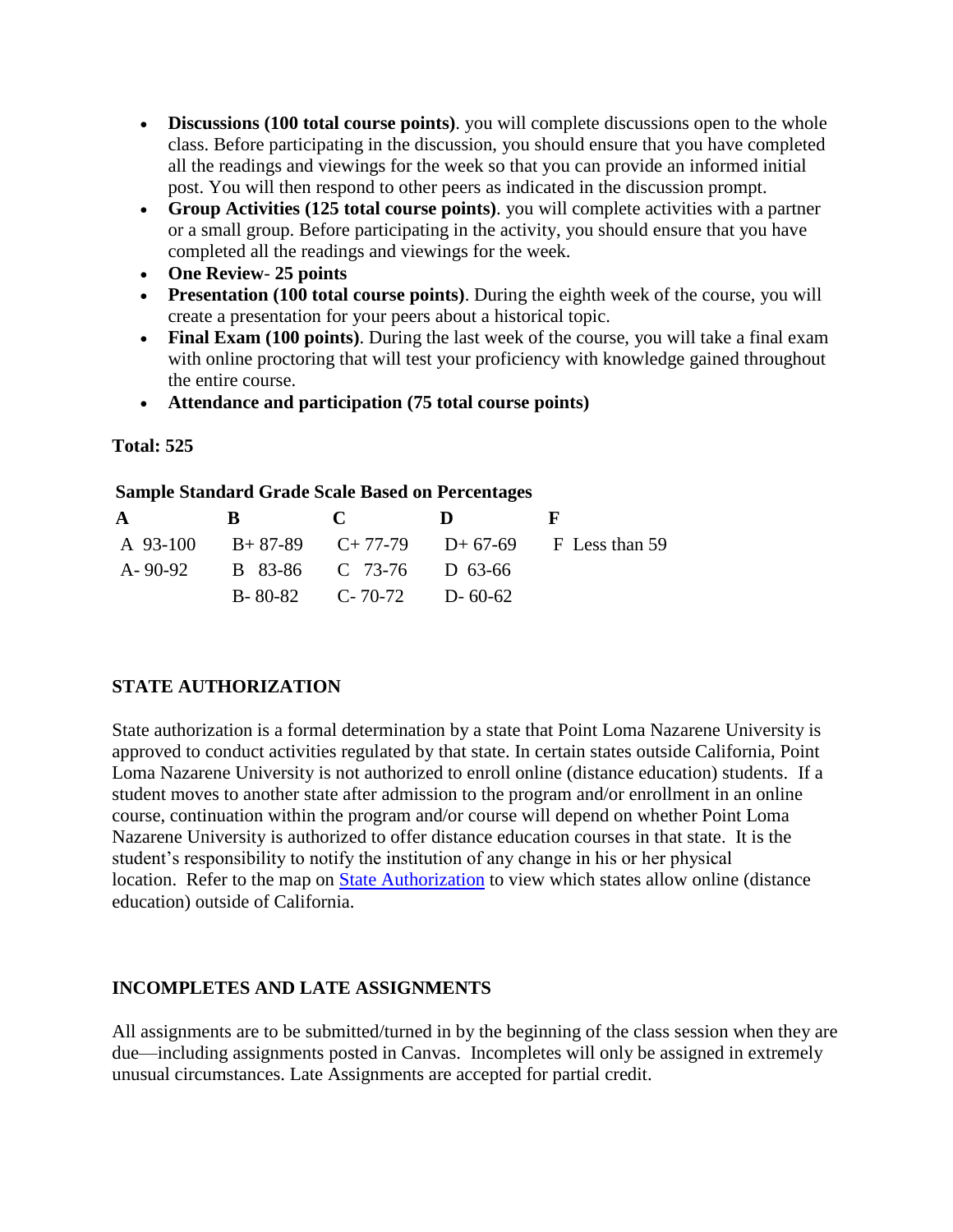- **Discussions (100 total course points)**. you will complete discussions open to the whole class. Before participating in the discussion, you should ensure that you have completed all the readings and viewings for the week so that you can provide an informed initial post. You will then respond to other peers as indicated in the discussion prompt.
- **Group Activities (125 total course points)**. you will complete activities with a partner or a small group. Before participating in the activity, you should ensure that you have completed all the readings and viewings for the week.
- **One Review- 25 points**
- **Presentation (100 total course points)**. During the eighth week of the course, you will create a presentation for your peers about a historical topic.
- **Final Exam (100 points)**. During the last week of the course, you will take a final exam with online proctoring that will test your proficiency with knowledge gained throughout the entire course.
- **Attendance and participation (75 total course points)**

**Total: 525**

**Sample Standard Grade Scale Based on Percentages**

| A | B | C | D | F |
|---|---|---|---|---|
| A 93-100 | B+ 87-89 | C+ 77-79 | D+ 67-69 | F Less than 59 |
| A- 90-92 | B 83-86 | C 73-76 | D 63-66 | |
| | B- 80-82 | C- 70-72 | D- 60-62 | |

## STATE AUTHORIZATION

State authorization is a formal determination by a state that Point Loma Nazarene University is approved to conduct activities regulated by that state. In certain states outside California, Point Loma Nazarene University is not authorized to enroll online (distance education) students. If a student moves to another state after admission to the program and/or enrollment in an online course, continuation within the program and/or course will depend on whether Point Loma Nazarene University is authorized to offer distance education courses in that state. It is the student's responsibility to notify the institution of any change in his or her physical location. Refer to the map on State Authorization to view which states allow online (distance education) outside of California.

## INCOMPLETES AND LATE ASSIGNMENTS

All assignments are to be submitted/turned in by the beginning of the class session when they are due—including assignments posted in Canvas. Incompletes will only be assigned in extremely unusual circumstances. Late Assignments are accepted for partial credit.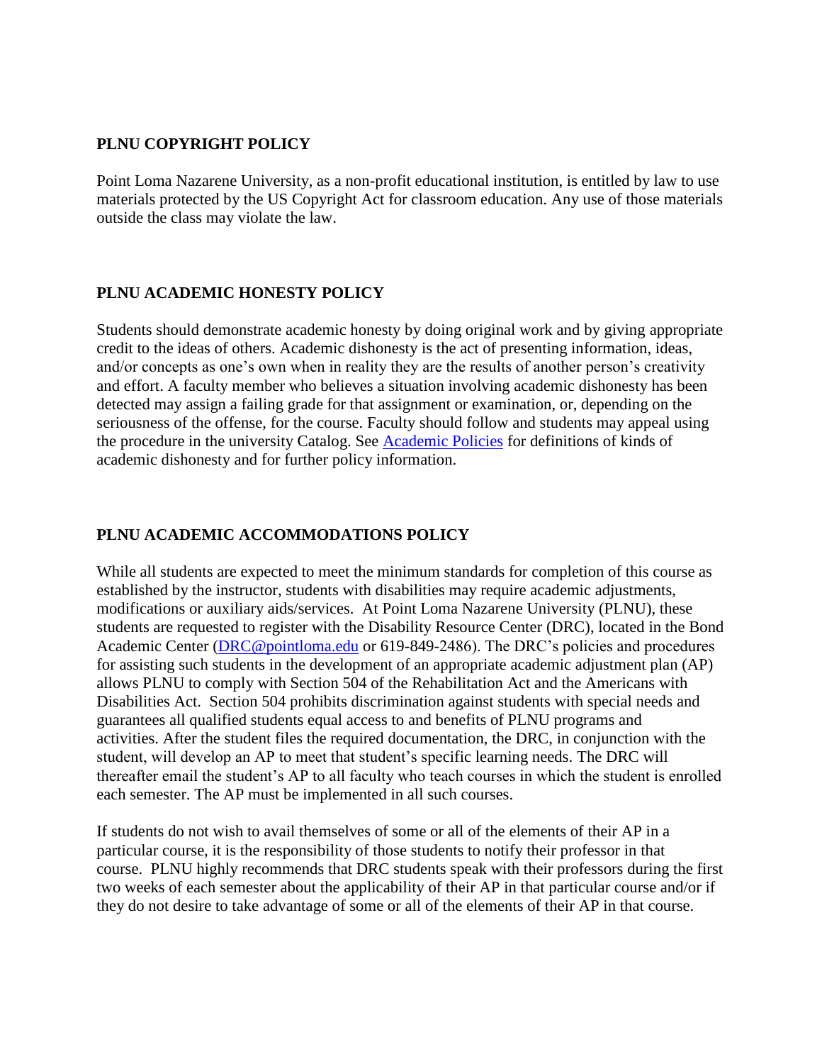## PLNU COPYRIGHT POLICY

Point Loma Nazarene University, as a non-profit educational institution, is entitled by law to use materials protected by the US Copyright Act for classroom education. Any use of those materials outside the class may violate the law.

## PLNU ACADEMIC HONESTY POLICY

Students should demonstrate academic honesty by doing original work and by giving appropriate credit to the ideas of others. Academic dishonesty is the act of presenting information, ideas, and/or concepts as one's own when in reality they are the results of another person's creativity and effort. A faculty member who believes a situation involving academic dishonesty has been detected may assign a failing grade for that assignment or examination, or, depending on the seriousness of the offense, for the course. Faculty should follow and students may appeal using the procedure in the university Catalog. See Academic Policies for definitions of kinds of academic dishonesty and for further policy information.

## PLNU ACADEMIC ACCOMMODATIONS POLICY

While all students are expected to meet the minimum standards for completion of this course as established by the instructor, students with disabilities may require academic adjustments, modifications or auxiliary aids/services. At Point Loma Nazarene University (PLNU), these students are requested to register with the Disability Resource Center (DRC), located in the Bond Academic Center (DRC@pointloma.edu or 619-849-2486). The DRC's policies and procedures for assisting such students in the development of an appropriate academic adjustment plan (AP) allows PLNU to comply with Section 504 of the Rehabilitation Act and the Americans with Disabilities Act. Section 504 prohibits discrimination against students with special needs and guarantees all qualified students equal access to and benefits of PLNU programs and activities. After the student files the required documentation, the DRC, in conjunction with the student, will develop an AP to meet that student's specific learning needs. The DRC will thereafter email the student's AP to all faculty who teach courses in which the student is enrolled each semester. The AP must be implemented in all such courses.

If students do not wish to avail themselves of some or all of the elements of their AP in a particular course, it is the responsibility of those students to notify their professor in that course. PLNU highly recommends that DRC students speak with their professors during the first two weeks of each semester about the applicability of their AP in that particular course and/or if they do not desire to take advantage of some or all of the elements of their AP in that course.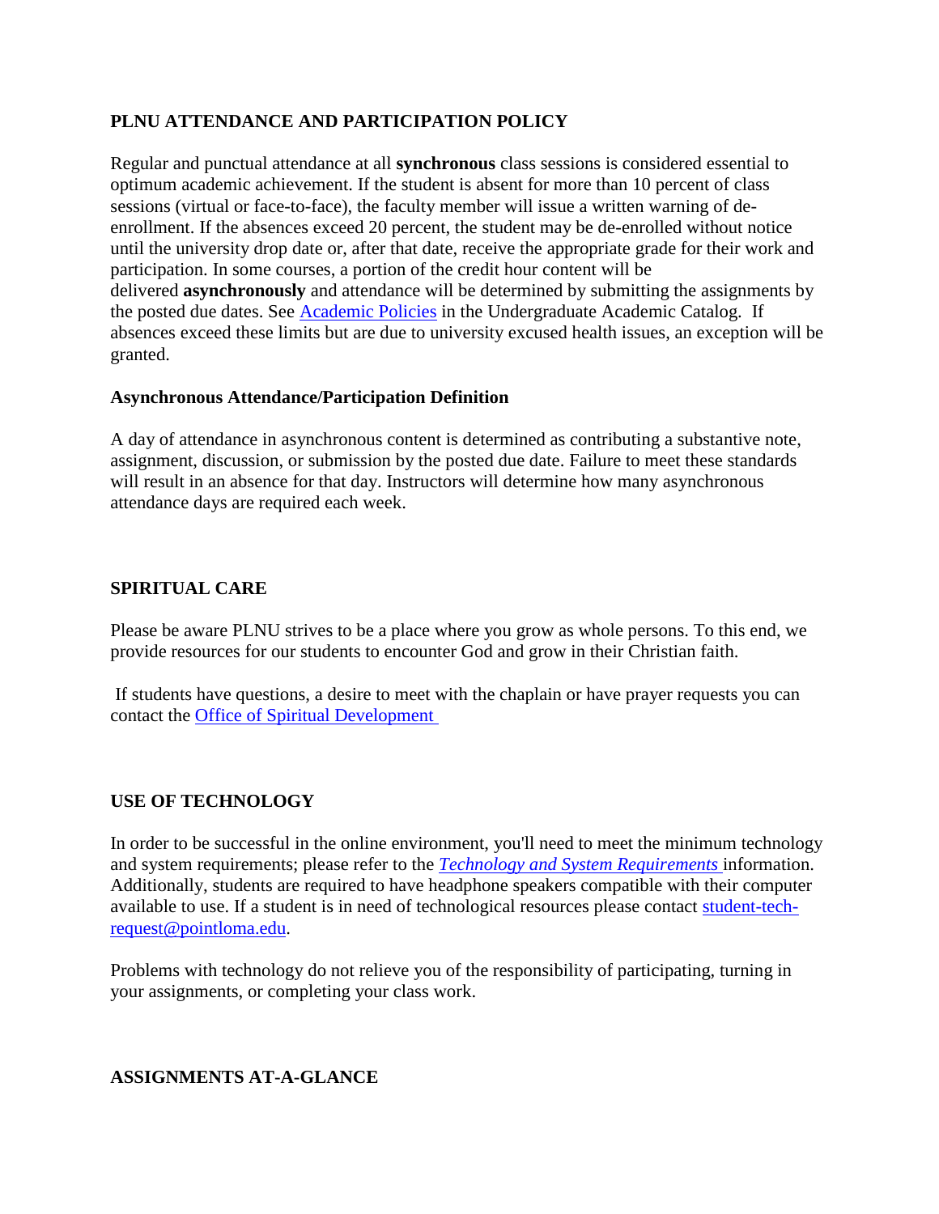## PLNU ATTENDANCE AND PARTICIPATION POLICY

Regular and punctual attendance at all **synchronous** class sessions is considered essential to optimum academic achievement. If the student is absent for more than 10 percent of class sessions (virtual or face-to-face), the faculty member will issue a written warning of de-enrollment. If the absences exceed 20 percent, the student may be de-enrolled without notice until the university drop date or, after that date, receive the appropriate grade for their work and participation. In some courses, a portion of the credit hour content will be delivered **asynchronously** and attendance will be determined by submitting the assignments by the posted due dates. See Academic Policies in the Undergraduate Academic Catalog. If absences exceed these limits but are due to university excused health issues, an exception will be granted.

### Asynchronous Attendance/Participation Definition

A day of attendance in asynchronous content is determined as contributing a substantive note, assignment, discussion, or submission by the posted due date. Failure to meet these standards will result in an absence for that day. Instructors will determine how many asynchronous attendance days are required each week.

## SPIRITUAL CARE

Please be aware PLNU strives to be a place where you grow as whole persons. To this end, we provide resources for our students to encounter God and grow in their Christian faith.

If students have questions, a desire to meet with the chaplain or have prayer requests you can contact the Office of Spiritual Development

## USE OF TECHNOLOGY

In order to be successful in the online environment, you'll need to meet the minimum technology and system requirements; please refer to the *Technology and System Requirements* information. Additionally, students are required to have headphone speakers compatible with their computer available to use. If a student is in need of technological resources please contact student-tech-request@pointloma.edu.

Problems with technology do not relieve you of the responsibility of participating, turning in your assignments, or completing your class work.

## ASSIGNMENTS AT-A-GLANCE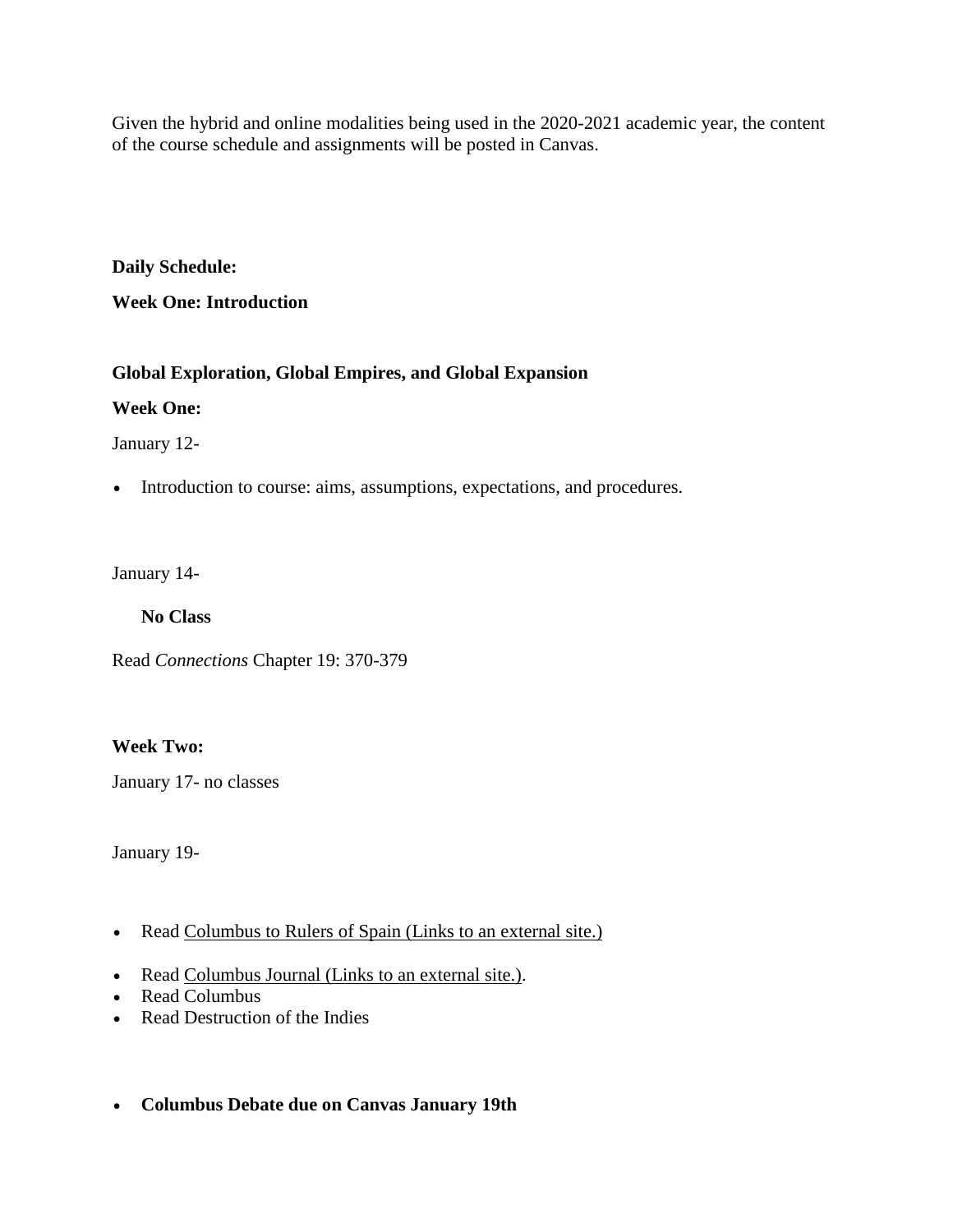Given the hybrid and online modalities being used in the 2020-2021 academic year, the content of the course schedule and assignments will be posted in Canvas.

**Daily Schedule:**

**Week One: Introduction**

**Global Exploration, Global Empires, and Global Expansion**

**Week One:**

January 12-

- Introduction to course: aims, assumptions, expectations, and procedures.

January 14-

**No Class**

Read *Connections* Chapter 19: 370-379

**Week Two:**

January 17- no classes

January 19-

- Read Columbus to Rulers of Spain (Links to an external site.)
- Read Columbus Journal (Links to an external site.).
- Read Columbus
- Read Destruction of the Indies

- **Columbus Debate due on Canvas January 19th**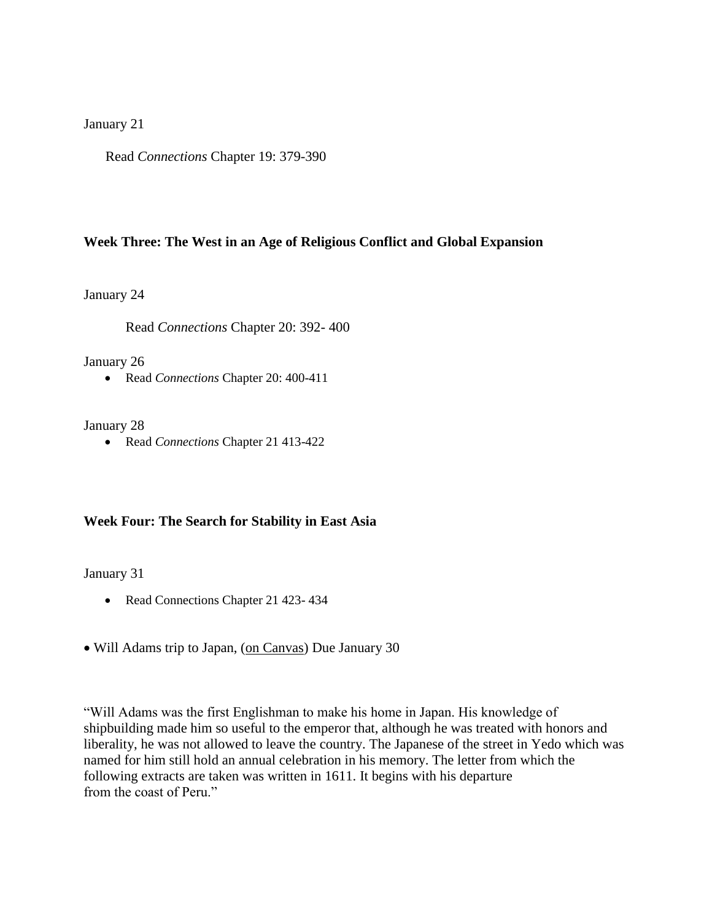January 21

Read *Connections* Chapter 19: 379-390

**Week Three: The West in an Age of Religious Conflict and Global Expansion**

January 24

Read *Connections* Chapter 20: 392- 400

January 26

- Read *Connections* Chapter 20: 400-411

January 28

- Read *Connections* Chapter 21 413-422

**Week Four: The Search for Stability in East Asia**

January 31

- Read Connections Chapter 21 423- 434

- Will Adams trip to Japan, (on Canvas) Due January 30

"Will Adams was the first Englishman to make his home in Japan. His knowledge of shipbuilding made him so useful to the emperor that, although he was treated with honors and liberality, he was not allowed to leave the country. The Japanese of the street in Yedo which was named for him still hold an annual celebration in his memory. The letter from which the following extracts are taken was written in 1611. It begins with his departure from the coast of Peru."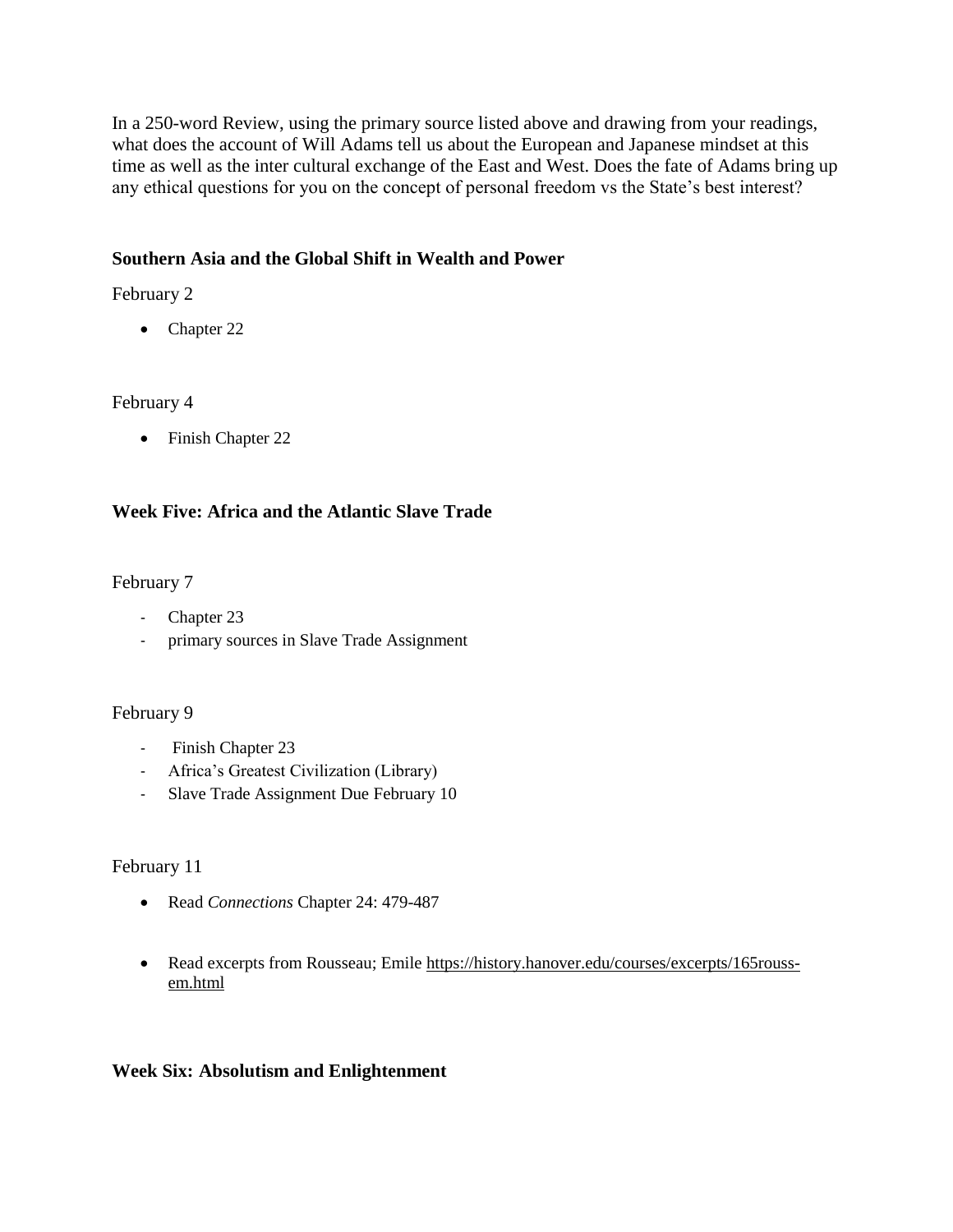In a 250-word Review, using the primary source listed above and drawing from your readings, what does the account of Will Adams tell us about the European and Japanese mindset at this time as well as the inter cultural exchange of the East and West. Does the fate of Adams bring up any ethical questions for you on the concept of personal freedom vs the State's best interest?

### Southern Asia and the Global Shift in Wealth and Power

February 2

- Chapter 22

February 4

- Finish Chapter 22

### Week Five: Africa and the Atlantic Slave Trade

February 7

- Chapter 23
- primary sources in Slave Trade Assignment

February 9

- Finish Chapter 23
- Africa's Greatest Civilization (Library)
- Slave Trade Assignment Due February 10

February 11

- Read *Connections* Chapter 24: 479-487
- Read excerpts from Rousseau; Emile https://history.hanover.edu/courses/excerpts/165rouss-em.html

### Week Six: Absolutism and Enlightenment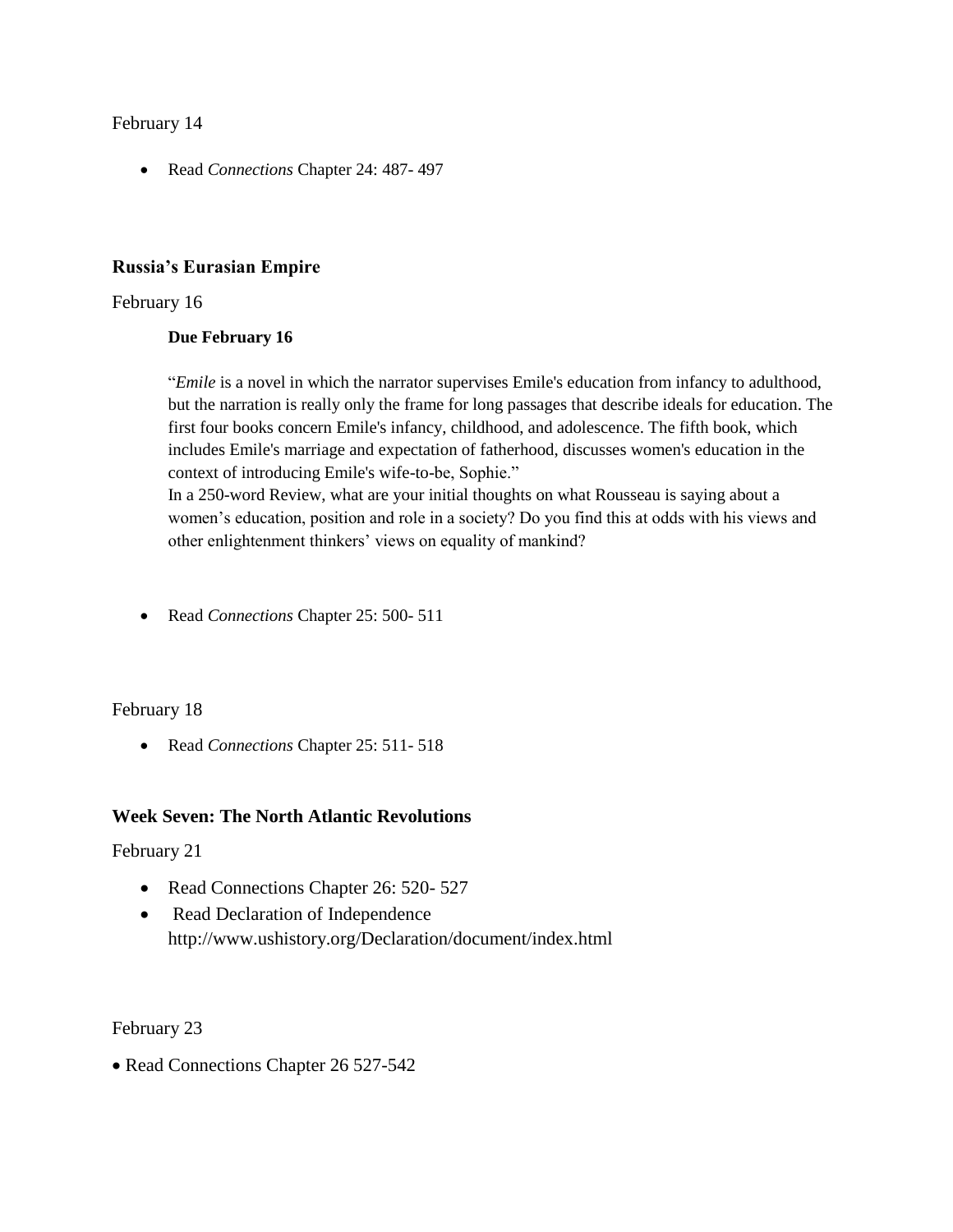February 14

- Read *Connections* Chapter 24: 487- 497

### **Russia's Eurasian Empire**

February 16

**Due February 16**

"*Emile* is a novel in which the narrator supervises Emile's education from infancy to adulthood, but the narration is really only the frame for long passages that describe ideals for education. The first four books concern Emile's infancy, childhood, and adolescence. The fifth book, which includes Emile's marriage and expectation of fatherhood, discusses women's education in the context of introducing Emile's wife-to-be, Sophie."
In a 250-word Review, what are your initial thoughts on what Rousseau is saying about a women's education, position and role in a society? Do you find this at odds with his views and other enlightenment thinkers' views on equality of mankind?

- Read *Connections* Chapter 25: 500- 511

February 18

- Read *Connections* Chapter 25: 511- 518

### **Week Seven: The North Atlantic Revolutions**

February 21

- Read Connections Chapter 26: 520- 527
- Read Declaration of Independence http://www.ushistory.org/Declaration/document/index.html

February 23

- Read Connections Chapter 26 527-542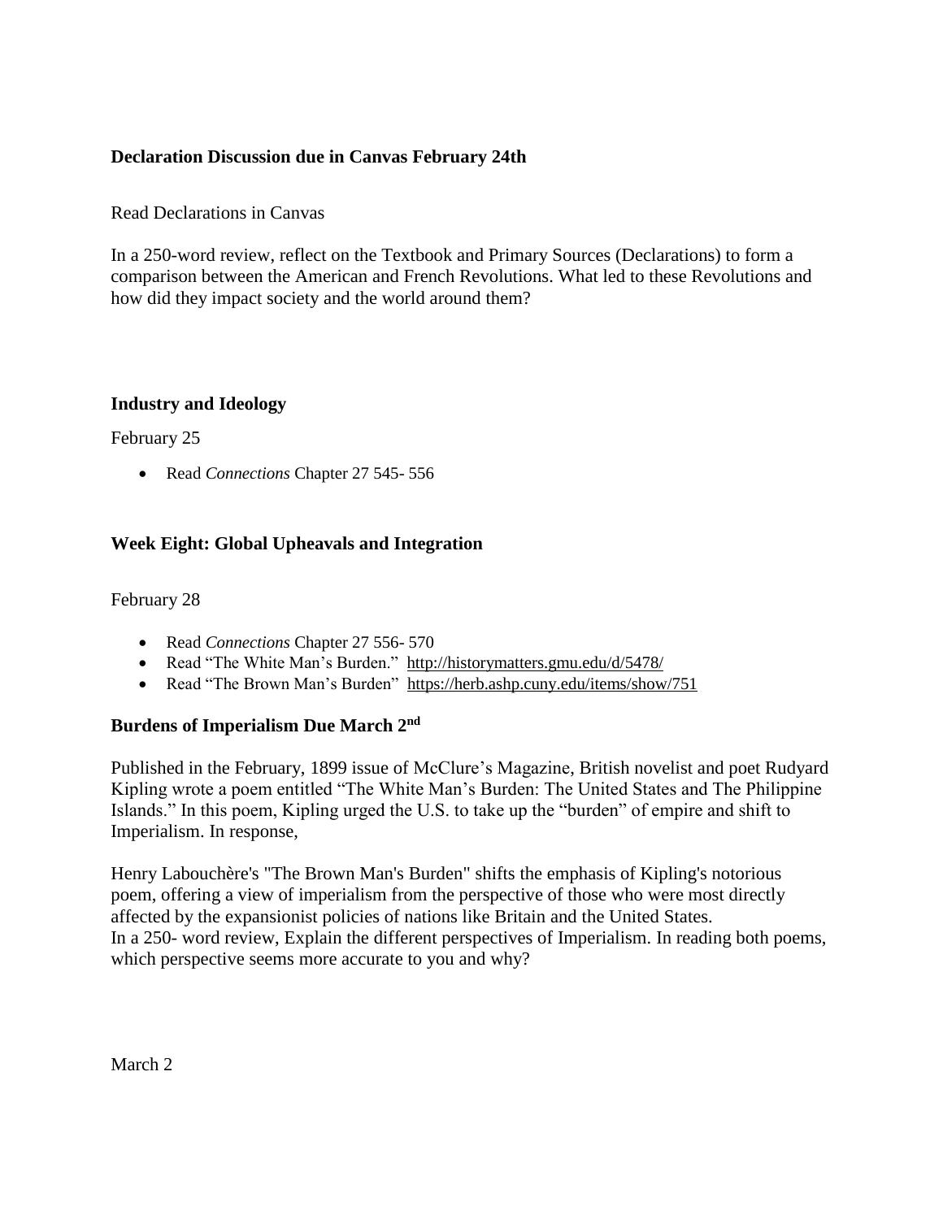**Declaration Discussion due in Canvas February 24th**

Read Declarations in Canvas

In a 250-word review, reflect on the Textbook and Primary Sources (Declarations) to form a comparison between the American and French Revolutions. What led to these Revolutions and how did they impact society and the world around them?

**Industry and Ideology**

February 25

- Read *Connections* Chapter 27 545- 556

**Week Eight: Global Upheavals and Integration**

February 28

- Read *Connections* Chapter 27 556- 570
- Read "The White Man's Burden." http://historymatters.gmu.edu/d/5478/
- Read "The Brown Man's Burden" https://herb.ashp.cuny.edu/items/show/751

**Burdens of Imperialism Due March 2nd**

Published in the February, 1899 issue of McClure's Magazine, British novelist and poet Rudyard Kipling wrote a poem entitled "The White Man's Burden: The United States and The Philippine Islands." In this poem, Kipling urged the U.S. to take up the "burden" of empire and shift to Imperialism. In response,

Henry Labouchère's "The Brown Man's Burden" shifts the emphasis of Kipling's notorious poem, offering a view of imperialism from the perspective of those who were most directly affected by the expansionist policies of nations like Britain and the United States. In a 250- word review, Explain the different perspectives of Imperialism. In reading both poems, which perspective seems more accurate to you and why?

March 2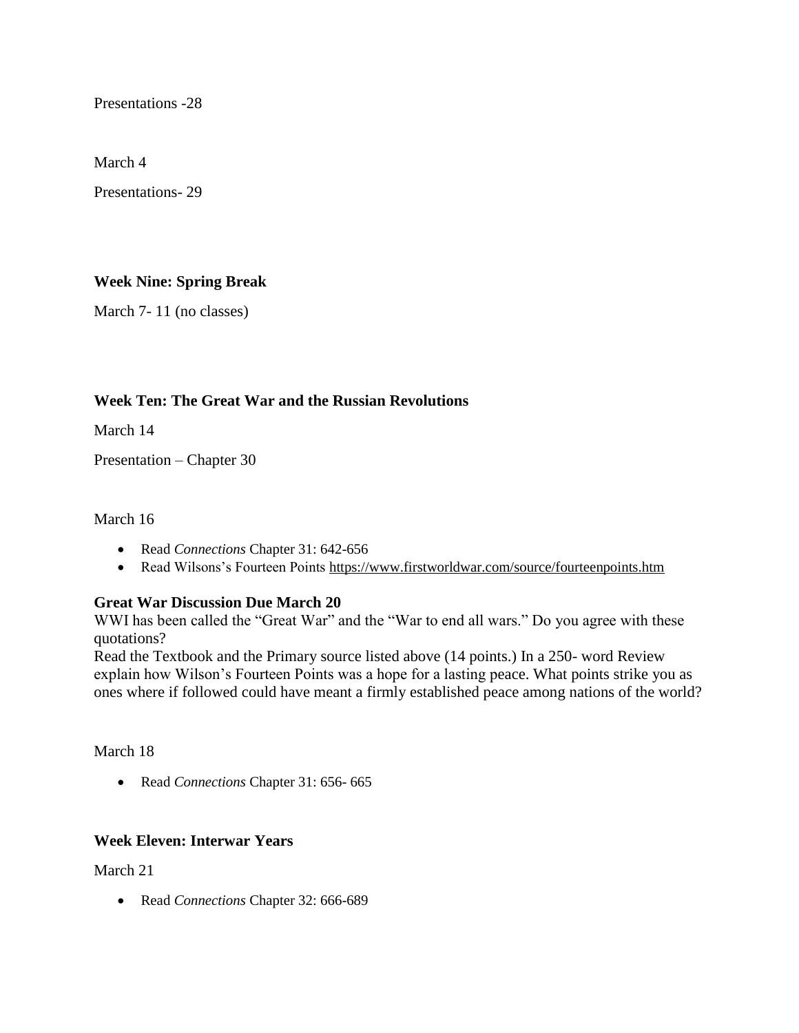Presentations -28

March 4

Presentations- 29

**Week Nine: Spring Break**

March 7- 11 (no classes)

**Week Ten: The Great War and the Russian Revolutions**

March 14

Presentation – Chapter 30

March 16

- Read *Connections* Chapter 31: 642-656
- Read Wilsons's Fourteen Points https://www.firstworldwar.com/source/fourteenpoints.htm

**Great War Discussion Due March 20**
WWI has been called the "Great War" and the "War to end all wars." Do you agree with these quotations?
Read the Textbook and the Primary source listed above (14 points.) In a 250- word Review explain how Wilson's Fourteen Points was a hope for a lasting peace. What points strike you as ones where if followed could have meant a firmly established peace among nations of the world?

March 18

- Read *Connections* Chapter 31: 656- 665

**Week Eleven: Interwar Years**

March 21

- Read *Connections* Chapter 32: 666-689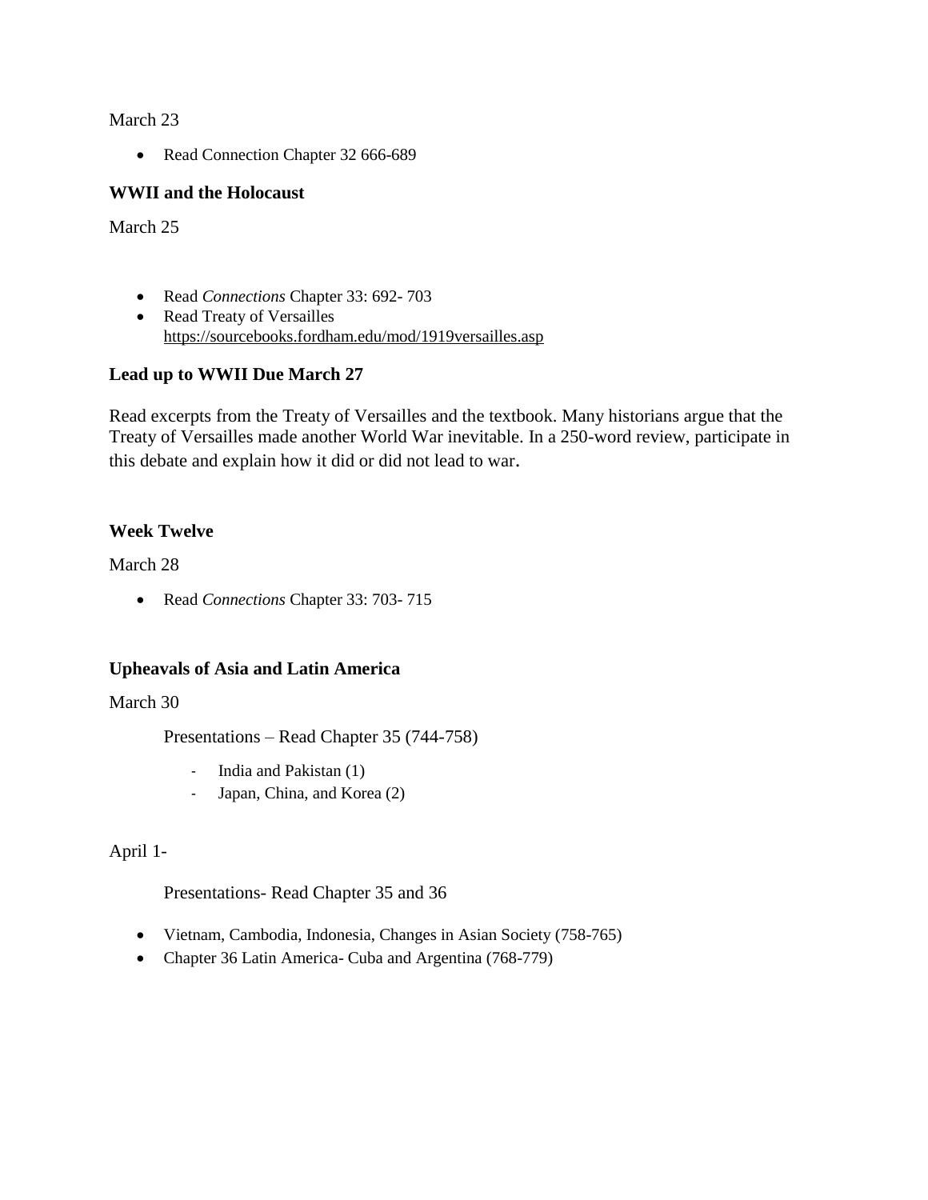March 23

- Read Connection Chapter 32 666-689

**WWII and the Holocaust**

March 25

- Read *Connections* Chapter 33: 692- 703
- Read Treaty of Versailles https://sourcebooks.fordham.edu/mod/1919versailles.asp

**Lead up to WWII Due March 27**

Read excerpts from the Treaty of Versailles and the textbook. Many historians argue that the Treaty of Versailles made another World War inevitable. In a 250-word review, participate in this debate and explain how it did or did not lead to war.

**Week Twelve**

March 28

- Read *Connections* Chapter 33: 703- 715

**Upheavals of Asia and Latin America**

March 30

Presentations – Read Chapter 35 (744-758)

- India and Pakistan (1)
- Japan, China, and Korea (2)

April 1-

Presentations- Read Chapter 35 and 36

- Vietnam, Cambodia, Indonesia, Changes in Asian Society (758-765)
- Chapter 36 Latin America- Cuba and Argentina (768-779)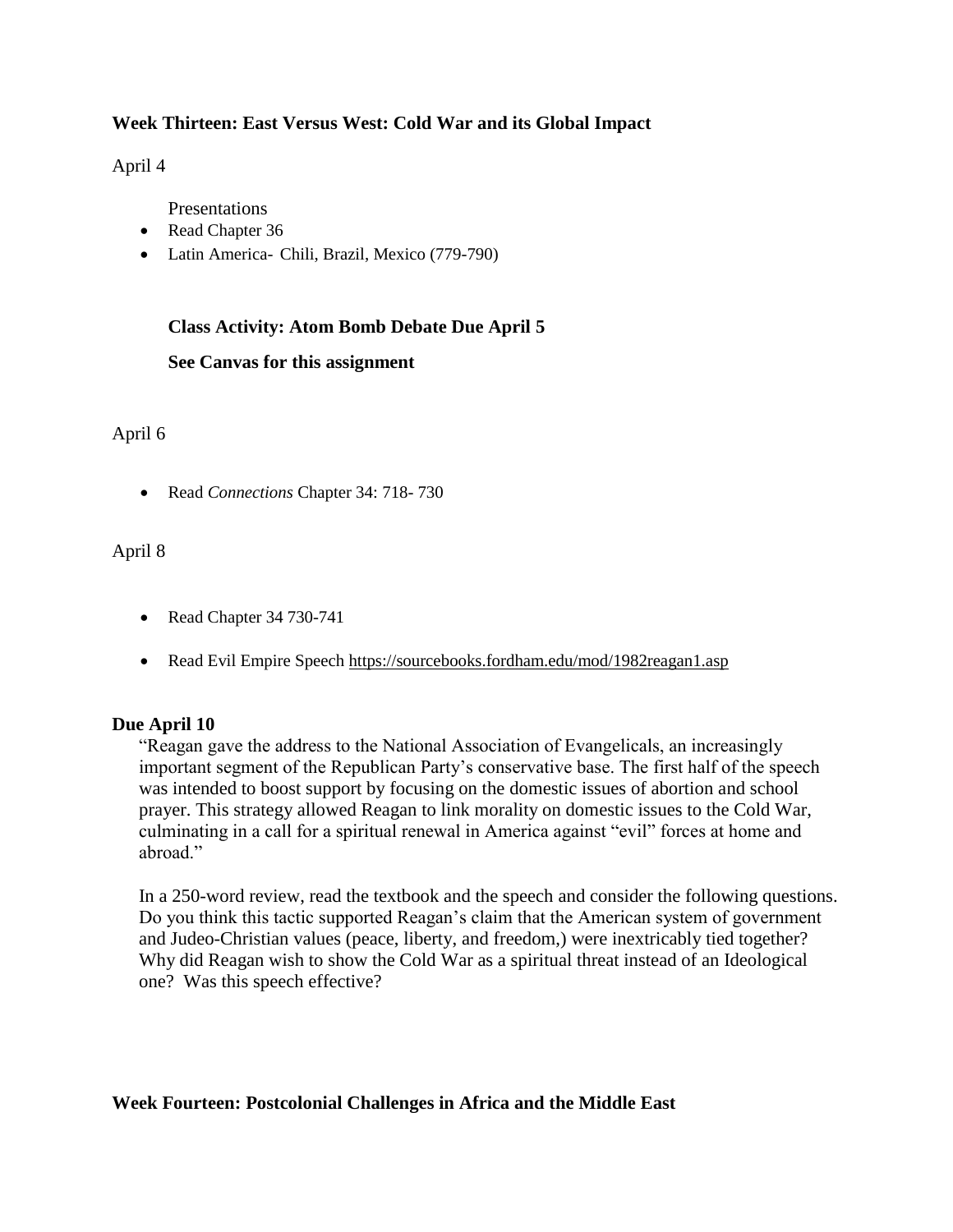**Week Thirteen: East Versus West: Cold War and its Global Impact**

April 4

Presentations

- Read Chapter 36
- Latin America- Chili, Brazil, Mexico (779-790)

**Class Activity: Atom Bomb Debate Due April 5**

**See Canvas for this assignment**

April 6

- Read *Connections* Chapter 34: 718- 730

April 8

- Read Chapter 34 730-741
- Read Evil Empire Speech https://sourcebooks.fordham.edu/mod/1982reagan1.asp

**Due April 10**

"Reagan gave the address to the National Association of Evangelicals, an increasingly important segment of the Republican Party's conservative base. The first half of the speech was intended to boost support by focusing on the domestic issues of abortion and school prayer. This strategy allowed Reagan to link morality on domestic issues to the Cold War, culminating in a call for a spiritual renewal in America against "evil" forces at home and abroad."

In a 250-word review, read the textbook and the speech and consider the following questions. Do you think this tactic supported Reagan's claim that the American system of government and Judeo-Christian values (peace, liberty, and freedom,) were inextricably tied together? Why did Reagan wish to show the Cold War as a spiritual threat instead of an Ideological one? Was this speech effective?

**Week Fourteen: Postcolonial Challenges in Africa and the Middle East**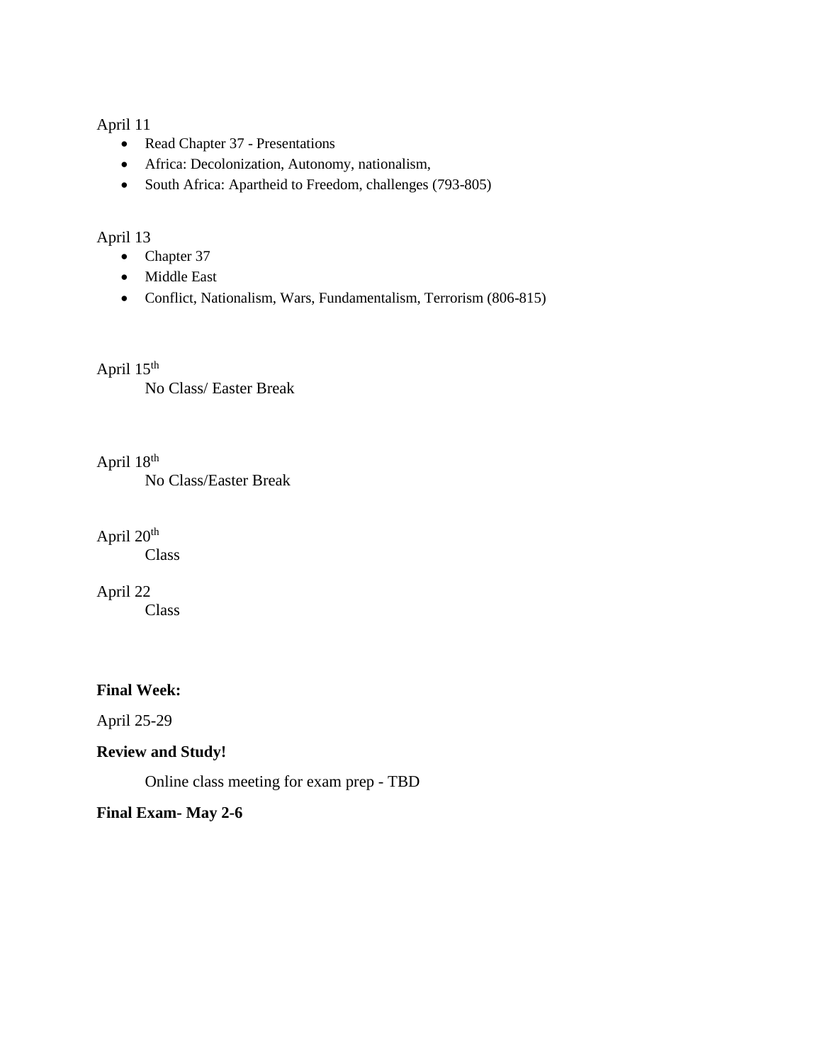April 11

- Read Chapter 37 - Presentations
- Africa: Decolonization, Autonomy, nationalism,
- South Africa: Apartheid to Freedom, challenges (793-805)

April 13

- Chapter 37
- Middle East
- Conflict, Nationalism, Wars, Fundamentalism, Terrorism (806-815)

April 15th

No Class/ Easter Break

April 18th

No Class/Easter Break

April 20th

Class

April 22

Class

**Final Week:**

April 25-29

**Review and Study!**

Online class meeting for exam prep - TBD

**Final Exam- May 2-6**